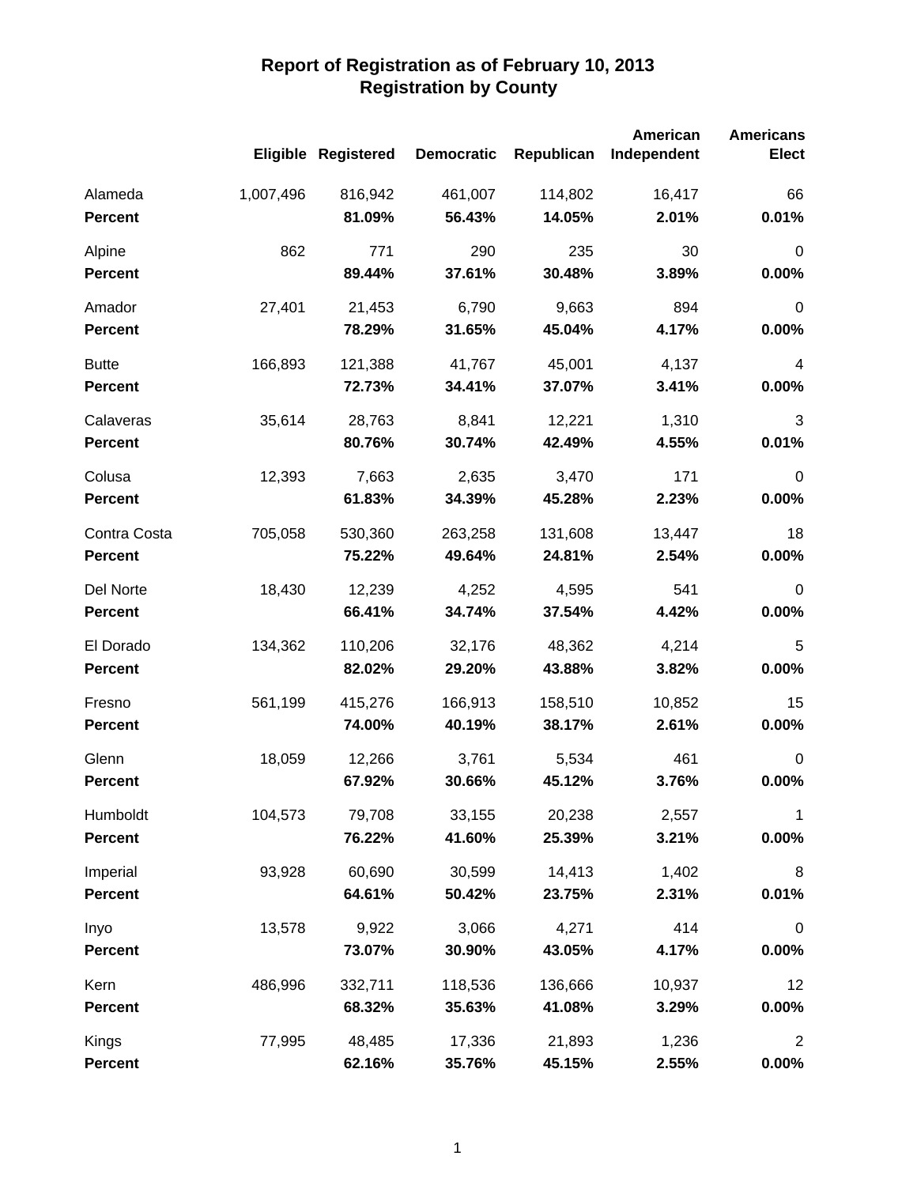# Report of Registration as of February 10, 2013
## Registration by County

| | Eligible | Registered | Democratic | Republican | American Independent | Americans Elect |
|---|---|---|---|---|---|---|
| Alameda | 1,007,496 | 816,942 | 461,007 | 114,802 | 16,417 | 66 |
| **Percent** | | **81.09%** | **56.43%** | **14.05%** | **2.01%** | **0.01%** |
| Alpine | 862 | 771 | 290 | 235 | 30 | 0 |
| **Percent** | | **89.44%** | **37.61%** | **30.48%** | **3.89%** | **0.00%** |
| Amador | 27,401 | 21,453 | 6,790 | 9,663 | 894 | 0 |
| **Percent** | | **78.29%** | **31.65%** | **45.04%** | **4.17%** | **0.00%** |
| Butte | 166,893 | 121,388 | 41,767 | 45,001 | 4,137 | 4 |
| **Percent** | | **72.73%** | **34.41%** | **37.07%** | **3.41%** | **0.00%** |
| Calaveras | 35,614 | 28,763 | 8,841 | 12,221 | 1,310 | 3 |
| **Percent** | | **80.76%** | **30.74%** | **42.49%** | **4.55%** | **0.01%** |
| Colusa | 12,393 | 7,663 | 2,635 | 3,470 | 171 | 0 |
| **Percent** | | **61.83%** | **34.39%** | **45.28%** | **2.23%** | **0.00%** |
| Contra Costa | 705,058 | 530,360 | 263,258 | 131,608 | 13,447 | 18 |
| **Percent** | | **75.22%** | **49.64%** | **24.81%** | **2.54%** | **0.00%** |
| Del Norte | 18,430 | 12,239 | 4,252 | 4,595 | 541 | 0 |
| **Percent** | | **66.41%** | **34.74%** | **37.54%** | **4.42%** | **0.00%** |
| El Dorado | 134,362 | 110,206 | 32,176 | 48,362 | 4,214 | 5 |
| **Percent** | | **82.02%** | **29.20%** | **43.88%** | **3.82%** | **0.00%** |
| Fresno | 561,199 | 415,276 | 166,913 | 158,510 | 10,852 | 15 |
| **Percent** | | **74.00%** | **40.19%** | **38.17%** | **2.61%** | **0.00%** |
| Glenn | 18,059 | 12,266 | 3,761 | 5,534 | 461 | 0 |
| **Percent** | | **67.92%** | **30.66%** | **45.12%** | **3.76%** | **0.00%** |
| Humboldt | 104,573 | 79,708 | 33,155 | 20,238 | 2,557 | 1 |
| **Percent** | | **76.22%** | **41.60%** | **25.39%** | **3.21%** | **0.00%** |
| Imperial | 93,928 | 60,690 | 30,599 | 14,413 | 1,402 | 8 |
| **Percent** | | **64.61%** | **50.42%** | **23.75%** | **2.31%** | **0.01%** |
| Inyo | 13,578 | 9,922 | 3,066 | 4,271 | 414 | 0 |
| **Percent** | | **73.07%** | **30.90%** | **43.05%** | **4.17%** | **0.00%** |
| Kern | 486,996 | 332,711 | 118,536 | 136,666 | 10,937 | 12 |
| **Percent** | | **68.32%** | **35.63%** | **41.08%** | **3.29%** | **0.00%** |
| Kings | 77,995 | 48,485 | 17,336 | 21,893 | 1,236 | 2 |
| **Percent** | | **62.16%** | **35.76%** | **45.15%** | **2.55%** | **0.00%** |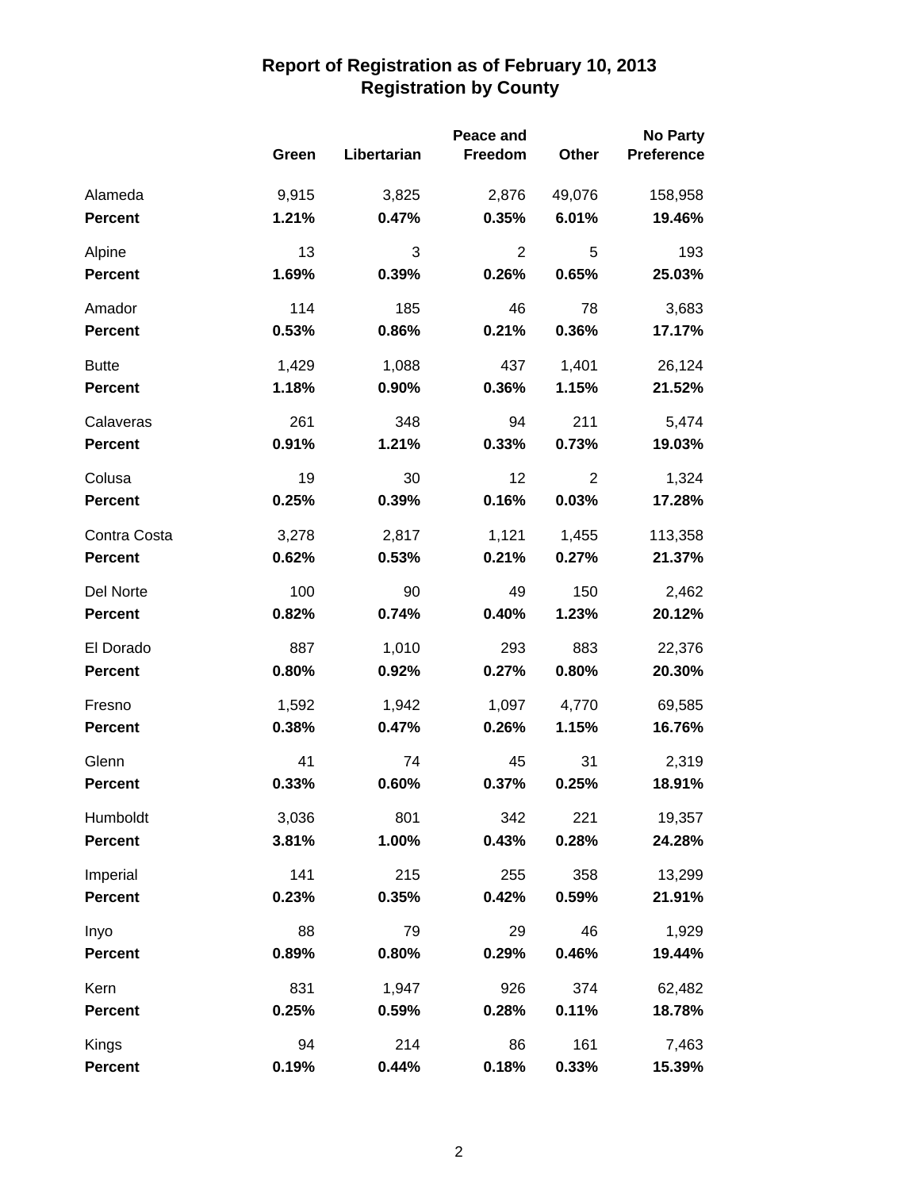# Report of Registration as of February 10, 2013
## Registration by County

| | Green | Libertarian | Peace and Freedom | Other | No Party Preference |
|---|---|---|---|---|---|
| Alameda | 9,915 | 3,825 | 2,876 | 49,076 | 158,958 |
| **Percent** | **1.21%** | **0.47%** | **0.35%** | **6.01%** | **19.46%** |
| Alpine | 13 | 3 | 2 | 5 | 193 |
| **Percent** | **1.69%** | **0.39%** | **0.26%** | **0.65%** | **25.03%** |
| Amador | 114 | 185 | 46 | 78 | 3,683 |
| **Percent** | **0.53%** | **0.86%** | **0.21%** | **0.36%** | **17.17%** |
| Butte | 1,429 | 1,088 | 437 | 1,401 | 26,124 |
| **Percent** | **1.18%** | **0.90%** | **0.36%** | **1.15%** | **21.52%** |
| Calaveras | 261 | 348 | 94 | 211 | 5,474 |
| **Percent** | **0.91%** | **1.21%** | **0.33%** | **0.73%** | **19.03%** |
| Colusa | 19 | 30 | 12 | 2 | 1,324 |
| **Percent** | **0.25%** | **0.39%** | **0.16%** | **0.03%** | **17.28%** |
| Contra Costa | 3,278 | 2,817 | 1,121 | 1,455 | 113,358 |
| **Percent** | **0.62%** | **0.53%** | **0.21%** | **0.27%** | **21.37%** |
| Del Norte | 100 | 90 | 49 | 150 | 2,462 |
| **Percent** | **0.82%** | **0.74%** | **0.40%** | **1.23%** | **20.12%** |
| El Dorado | 887 | 1,010 | 293 | 883 | 22,376 |
| **Percent** | **0.80%** | **0.92%** | **0.27%** | **0.80%** | **20.30%** |
| Fresno | 1,592 | 1,942 | 1,097 | 4,770 | 69,585 |
| **Percent** | **0.38%** | **0.47%** | **0.26%** | **1.15%** | **16.76%** |
| Glenn | 41 | 74 | 45 | 31 | 2,319 |
| **Percent** | **0.33%** | **0.60%** | **0.37%** | **0.25%** | **18.91%** |
| Humboldt | 3,036 | 801 | 342 | 221 | 19,357 |
| **Percent** | **3.81%** | **1.00%** | **0.43%** | **0.28%** | **24.28%** |
| Imperial | 141 | 215 | 255 | 358 | 13,299 |
| **Percent** | **0.23%** | **0.35%** | **0.42%** | **0.59%** | **21.91%** |
| Inyo | 88 | 79 | 29 | 46 | 1,929 |
| **Percent** | **0.89%** | **0.80%** | **0.29%** | **0.46%** | **19.44%** |
| Kern | 831 | 1,947 | 926 | 374 | 62,482 |
| **Percent** | **0.25%** | **0.59%** | **0.28%** | **0.11%** | **18.78%** |
| Kings | 94 | 214 | 86 | 161 | 7,463 |
| **Percent** | **0.19%** | **0.44%** | **0.18%** | **0.33%** | **15.39%** |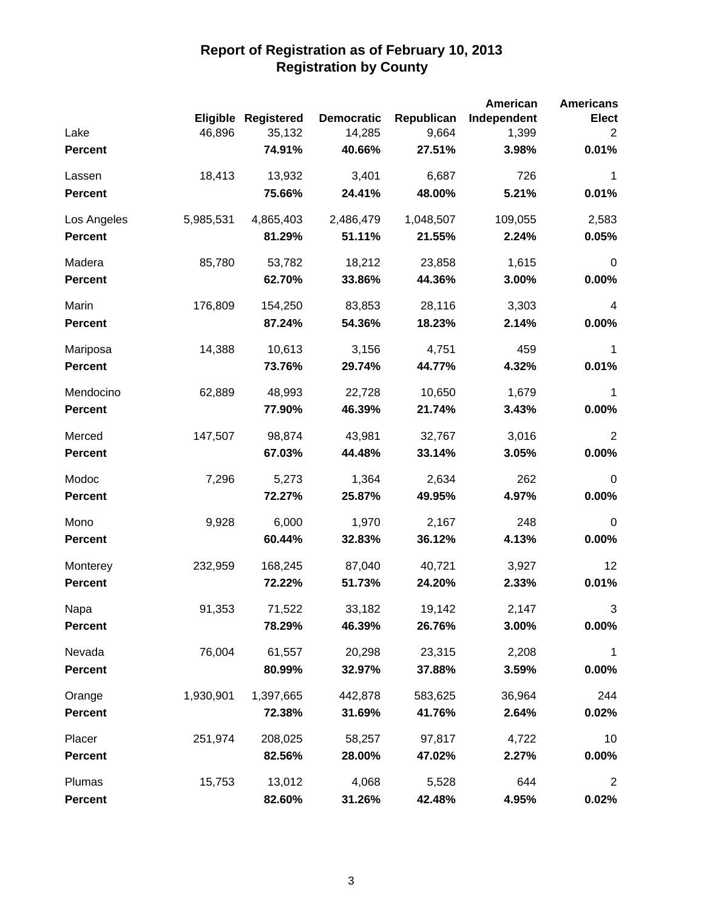# Report of Registration as of February 10, 2013
## Registration by County

| | Eligible | Registered | Democratic | Republican | American Independent | Americans Elect |
|---|---|---|---|---|---|---|
| Lake | 46,896 | 35,132 | 14,285 | 9,664 | 1,399 | 2 |
| **Percent** | | **74.91%** | **40.66%** | **27.51%** | **3.98%** | **0.01%** |
| Lassen | 18,413 | 13,932 | 3,401 | 6,687 | 726 | 1 |
| **Percent** | | **75.66%** | **24.41%** | **48.00%** | **5.21%** | **0.01%** |
| Los Angeles | 5,985,531 | 4,865,403 | 2,486,479 | 1,048,507 | 109,055 | 2,583 |
| **Percent** | | **81.29%** | **51.11%** | **21.55%** | **2.24%** | **0.05%** |
| Madera | 85,780 | 53,782 | 18,212 | 23,858 | 1,615 | 0 |
| **Percent** | | **62.70%** | **33.86%** | **44.36%** | **3.00%** | **0.00%** |
| Marin | 176,809 | 154,250 | 83,853 | 28,116 | 3,303 | 4 |
| **Percent** | | **87.24%** | **54.36%** | **18.23%** | **2.14%** | **0.00%** |
| Mariposa | 14,388 | 10,613 | 3,156 | 4,751 | 459 | 1 |
| **Percent** | | **73.76%** | **29.74%** | **44.77%** | **4.32%** | **0.01%** |
| Mendocino | 62,889 | 48,993 | 22,728 | 10,650 | 1,679 | 1 |
| **Percent** | | **77.90%** | **46.39%** | **21.74%** | **3.43%** | **0.00%** |
| Merced | 147,507 | 98,874 | 43,981 | 32,767 | 3,016 | 2 |
| **Percent** | | **67.03%** | **44.48%** | **33.14%** | **3.05%** | **0.00%** |
| Modoc | 7,296 | 5,273 | 1,364 | 2,634 | 262 | 0 |
| **Percent** | | **72.27%** | **25.87%** | **49.95%** | **4.97%** | **0.00%** |
| Mono | 9,928 | 6,000 | 1,970 | 2,167 | 248 | 0 |
| **Percent** | | **60.44%** | **32.83%** | **36.12%** | **4.13%** | **0.00%** |
| Monterey | 232,959 | 168,245 | 87,040 | 40,721 | 3,927 | 12 |
| **Percent** | | **72.22%** | **51.73%** | **24.20%** | **2.33%** | **0.01%** |
| Napa | 91,353 | 71,522 | 33,182 | 19,142 | 2,147 | 3 |
| **Percent** | | **78.29%** | **46.39%** | **26.76%** | **3.00%** | **0.00%** |
| Nevada | 76,004 | 61,557 | 20,298 | 23,315 | 2,208 | 1 |
| **Percent** | | **80.99%** | **32.97%** | **37.88%** | **3.59%** | **0.00%** |
| Orange | 1,930,901 | 1,397,665 | 442,878 | 583,625 | 36,964 | 244 |
| **Percent** | | **72.38%** | **31.69%** | **41.76%** | **2.64%** | **0.02%** |
| Placer | 251,974 | 208,025 | 58,257 | 97,817 | 4,722 | 10 |
| **Percent** | | **82.56%** | **28.00%** | **47.02%** | **2.27%** | **0.00%** |
| Plumas | 15,753 | 13,012 | 4,068 | 5,528 | 644 | 2 |
| **Percent** | | **82.60%** | **31.26%** | **42.48%** | **4.95%** | **0.02%** |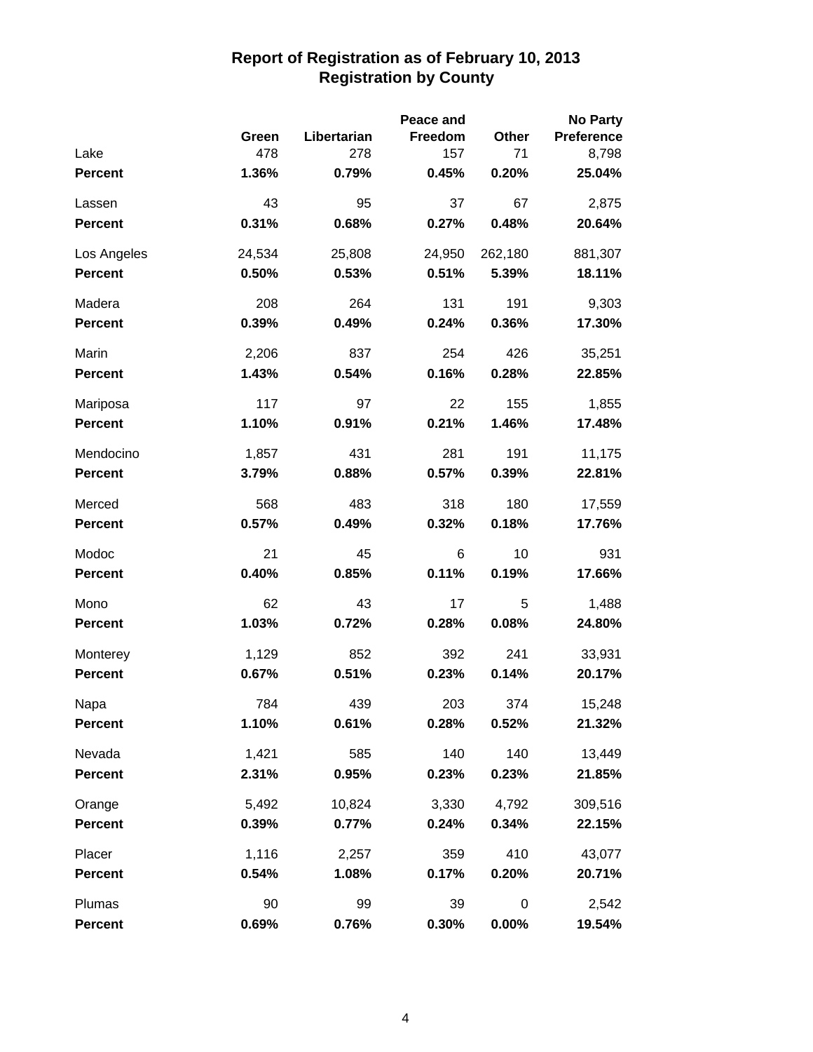# Report of Registration as of February 10, 2013
## Registration by County

| | Green | Libertarian | Peace and Freedom | Other | No Party Preference |
|---|---|---|---|---|---|
| Lake | 478 | 278 | 157 | 71 | 8,798 |
| **Percent** | **1.36%** | **0.79%** | **0.45%** | **0.20%** | **25.04%** |
| Lassen | 43 | 95 | 37 | 67 | 2,875 |
| **Percent** | **0.31%** | **0.68%** | **0.27%** | **0.48%** | **20.64%** |
| Los Angeles | 24,534 | 25,808 | 24,950 | 262,180 | 881,307 |
| **Percent** | **0.50%** | **0.53%** | **0.51%** | **5.39%** | **18.11%** |
| Madera | 208 | 264 | 131 | 191 | 9,303 |
| **Percent** | **0.39%** | **0.49%** | **0.24%** | **0.36%** | **17.30%** |
| Marin | 2,206 | 837 | 254 | 426 | 35,251 |
| **Percent** | **1.43%** | **0.54%** | **0.16%** | **0.28%** | **22.85%** |
| Mariposa | 117 | 97 | 22 | 155 | 1,855 |
| **Percent** | **1.10%** | **0.91%** | **0.21%** | **1.46%** | **17.48%** |
| Mendocino | 1,857 | 431 | 281 | 191 | 11,175 |
| **Percent** | **3.79%** | **0.88%** | **0.57%** | **0.39%** | **22.81%** |
| Merced | 568 | 483 | 318 | 180 | 17,559 |
| **Percent** | **0.57%** | **0.49%** | **0.32%** | **0.18%** | **17.76%** |
| Modoc | 21 | 45 | 6 | 10 | 931 |
| **Percent** | **0.40%** | **0.85%** | **0.11%** | **0.19%** | **17.66%** |
| Mono | 62 | 43 | 17 | 5 | 1,488 |
| **Percent** | **1.03%** | **0.72%** | **0.28%** | **0.08%** | **24.80%** |
| Monterey | 1,129 | 852 | 392 | 241 | 33,931 |
| **Percent** | **0.67%** | **0.51%** | **0.23%** | **0.14%** | **20.17%** |
| Napa | 784 | 439 | 203 | 374 | 15,248 |
| **Percent** | **1.10%** | **0.61%** | **0.28%** | **0.52%** | **21.32%** |
| Nevada | 1,421 | 585 | 140 | 140 | 13,449 |
| **Percent** | **2.31%** | **0.95%** | **0.23%** | **0.23%** | **21.85%** |
| Orange | 5,492 | 10,824 | 3,330 | 4,792 | 309,516 |
| **Percent** | **0.39%** | **0.77%** | **0.24%** | **0.34%** | **22.15%** |
| Placer | 1,116 | 2,257 | 359 | 410 | 43,077 |
| **Percent** | **0.54%** | **1.08%** | **0.17%** | **0.20%** | **20.71%** |
| Plumas | 90 | 99 | 39 | 0 | 2,542 |
| **Percent** | **0.69%** | **0.76%** | **0.30%** | **0.00%** | **19.54%** |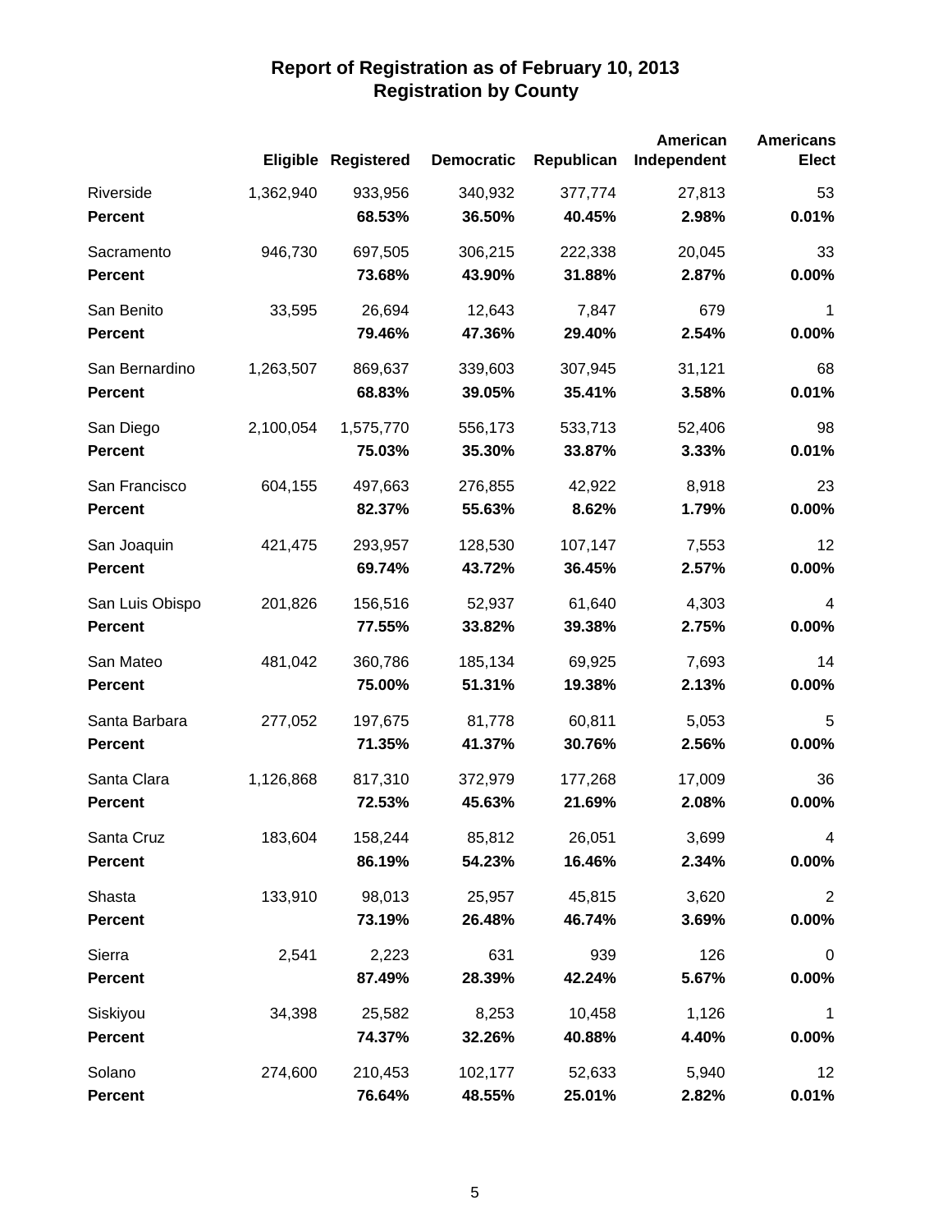# Report of Registration as of February 10, 2013
## Registration by County

| | Eligible | Registered | Democratic | Republican | American Independent | Americans Elect |
|---|---|---|---|---|---|---|
| Riverside | 1,362,940 | 933,956 | 340,932 | 377,774 | 27,813 | 53 |
| **Percent** | | **68.53%** | **36.50%** | **40.45%** | **2.98%** | **0.01%** |
| Sacramento | 946,730 | 697,505 | 306,215 | 222,338 | 20,045 | 33 |
| **Percent** | | **73.68%** | **43.90%** | **31.88%** | **2.87%** | **0.00%** |
| San Benito | 33,595 | 26,694 | 12,643 | 7,847 | 679 | 1 |
| **Percent** | | **79.46%** | **47.36%** | **29.40%** | **2.54%** | **0.00%** |
| San Bernardino | 1,263,507 | 869,637 | 339,603 | 307,945 | 31,121 | 68 |
| **Percent** | | **68.83%** | **39.05%** | **35.41%** | **3.58%** | **0.01%** |
| San Diego | 2,100,054 | 1,575,770 | 556,173 | 533,713 | 52,406 | 98 |
| **Percent** | | **75.03%** | **35.30%** | **33.87%** | **3.33%** | **0.01%** |
| San Francisco | 604,155 | 497,663 | 276,855 | 42,922 | 8,918 | 23 |
| **Percent** | | **82.37%** | **55.63%** | **8.62%** | **1.79%** | **0.00%** |
| San Joaquin | 421,475 | 293,957 | 128,530 | 107,147 | 7,553 | 12 |
| **Percent** | | **69.74%** | **43.72%** | **36.45%** | **2.57%** | **0.00%** |
| San Luis Obispo | 201,826 | 156,516 | 52,937 | 61,640 | 4,303 | 4 |
| **Percent** | | **77.55%** | **33.82%** | **39.38%** | **2.75%** | **0.00%** |
| San Mateo | 481,042 | 360,786 | 185,134 | 69,925 | 7,693 | 14 |
| **Percent** | | **75.00%** | **51.31%** | **19.38%** | **2.13%** | **0.00%** |
| Santa Barbara | 277,052 | 197,675 | 81,778 | 60,811 | 5,053 | 5 |
| **Percent** | | **71.35%** | **41.37%** | **30.76%** | **2.56%** | **0.00%** |
| Santa Clara | 1,126,868 | 817,310 | 372,979 | 177,268 | 17,009 | 36 |
| **Percent** | | **72.53%** | **45.63%** | **21.69%** | **2.08%** | **0.00%** |
| Santa Cruz | 183,604 | 158,244 | 85,812 | 26,051 | 3,699 | 4 |
| **Percent** | | **86.19%** | **54.23%** | **16.46%** | **2.34%** | **0.00%** |
| Shasta | 133,910 | 98,013 | 25,957 | 45,815 | 3,620 | 2 |
| **Percent** | | **73.19%** | **26.48%** | **46.74%** | **3.69%** | **0.00%** |
| Sierra | 2,541 | 2,223 | 631 | 939 | 126 | 0 |
| **Percent** | | **87.49%** | **28.39%** | **42.24%** | **5.67%** | **0.00%** |
| Siskiyou | 34,398 | 25,582 | 8,253 | 10,458 | 1,126 | 1 |
| **Percent** | | **74.37%** | **32.26%** | **40.88%** | **4.40%** | **0.00%** |
| Solano | 274,600 | 210,453 | 102,177 | 52,633 | 5,940 | 12 |
| **Percent** | | **76.64%** | **48.55%** | **25.01%** | **2.82%** | **0.01%** |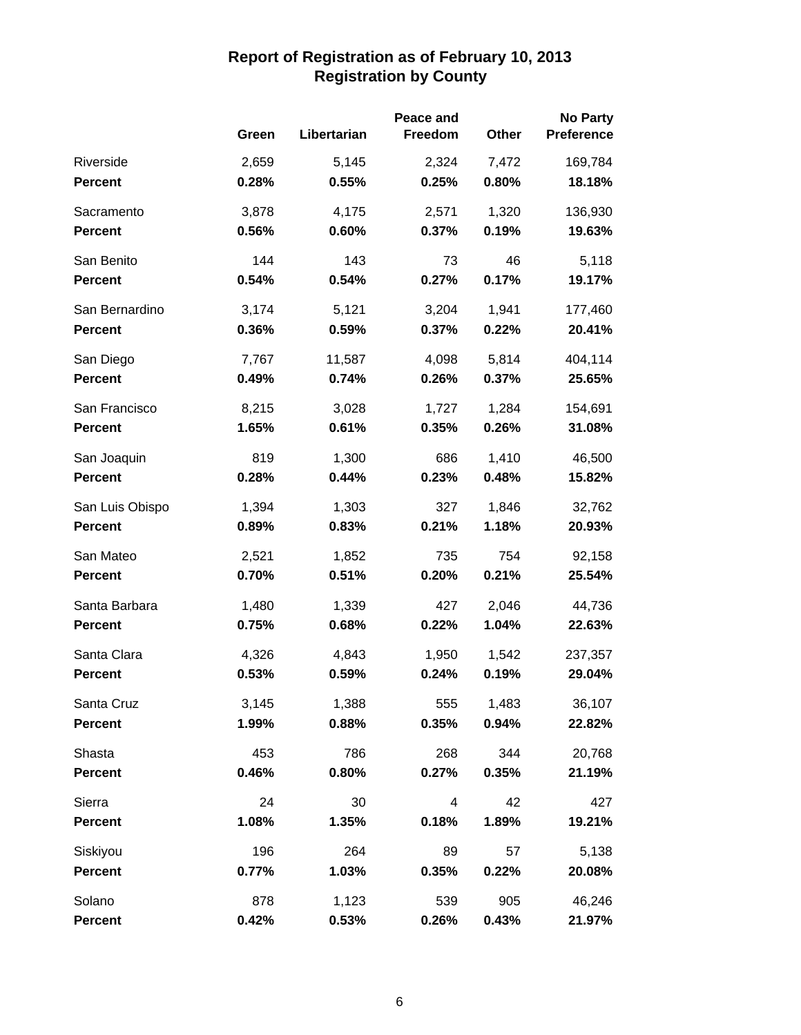# Report of Registration as of February 10, 2013
## Registration by County

| | Green | Libertarian | Peace and Freedom | Other | No Party Preference |
|---|---|---|---|---|---|
| Riverside | 2,659 | 5,145 | 2,324 | 7,472 | 169,784 |
| **Percent** | **0.28%** | **0.55%** | **0.25%** | **0.80%** | **18.18%** |
| Sacramento | 3,878 | 4,175 | 2,571 | 1,320 | 136,930 |
| **Percent** | **0.56%** | **0.60%** | **0.37%** | **0.19%** | **19.63%** |
| San Benito | 144 | 143 | 73 | 46 | 5,118 |
| **Percent** | **0.54%** | **0.54%** | **0.27%** | **0.17%** | **19.17%** |
| San Bernardino | 3,174 | 5,121 | 3,204 | 1,941 | 177,460 |
| **Percent** | **0.36%** | **0.59%** | **0.37%** | **0.22%** | **20.41%** |
| San Diego | 7,767 | 11,587 | 4,098 | 5,814 | 404,114 |
| **Percent** | **0.49%** | **0.74%** | **0.26%** | **0.37%** | **25.65%** |
| San Francisco | 8,215 | 3,028 | 1,727 | 1,284 | 154,691 |
| **Percent** | **1.65%** | **0.61%** | **0.35%** | **0.26%** | **31.08%** |
| San Joaquin | 819 | 1,300 | 686 | 1,410 | 46,500 |
| **Percent** | **0.28%** | **0.44%** | **0.23%** | **0.48%** | **15.82%** |
| San Luis Obispo | 1,394 | 1,303 | 327 | 1,846 | 32,762 |
| **Percent** | **0.89%** | **0.83%** | **0.21%** | **1.18%** | **20.93%** |
| San Mateo | 2,521 | 1,852 | 735 | 754 | 92,158 |
| **Percent** | **0.70%** | **0.51%** | **0.20%** | **0.21%** | **25.54%** |
| Santa Barbara | 1,480 | 1,339 | 427 | 2,046 | 44,736 |
| **Percent** | **0.75%** | **0.68%** | **0.22%** | **1.04%** | **22.63%** |
| Santa Clara | 4,326 | 4,843 | 1,950 | 1,542 | 237,357 |
| **Percent** | **0.53%** | **0.59%** | **0.24%** | **0.19%** | **29.04%** |
| Santa Cruz | 3,145 | 1,388 | 555 | 1,483 | 36,107 |
| **Percent** | **1.99%** | **0.88%** | **0.35%** | **0.94%** | **22.82%** |
| Shasta | 453 | 786 | 268 | 344 | 20,768 |
| **Percent** | **0.46%** | **0.80%** | **0.27%** | **0.35%** | **21.19%** |
| Sierra | 24 | 30 | 4 | 42 | 427 |
| **Percent** | **1.08%** | **1.35%** | **0.18%** | **1.89%** | **19.21%** |
| Siskiyou | 196 | 264 | 89 | 57 | 5,138 |
| **Percent** | **0.77%** | **1.03%** | **0.35%** | **0.22%** | **20.08%** |
| Solano | 878 | 1,123 | 539 | 905 | 46,246 |
| **Percent** | **0.42%** | **0.53%** | **0.26%** | **0.43%** | **21.97%** |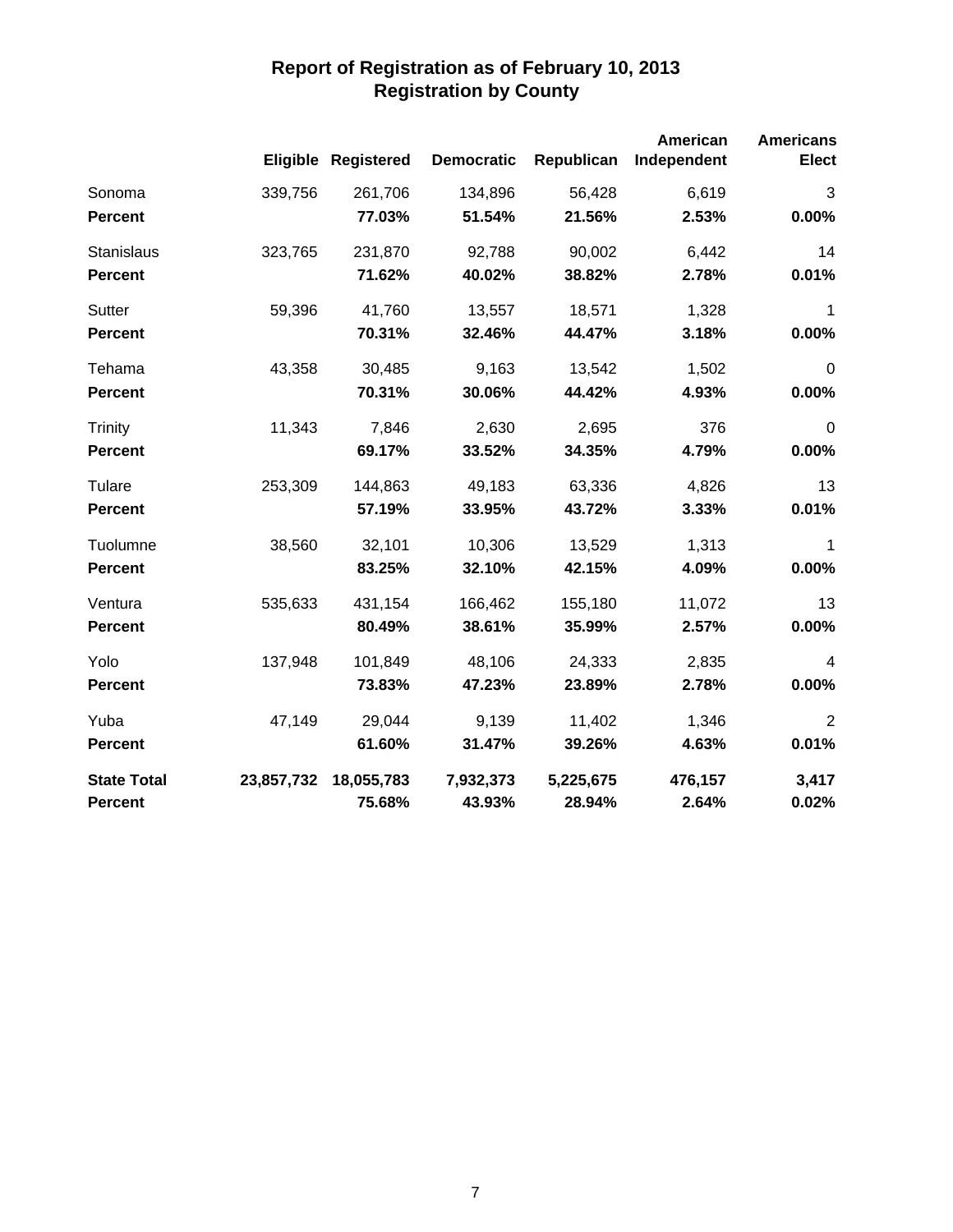## Report of Registration as of February 10, 2013
## Registration by County

| | Eligible | Registered | Democratic | Republican | American Independent | Americans Elect |
|---|---|---|---|---|---|---|
| Sonoma | 339,756 | 261,706 | 134,896 | 56,428 | 6,619 | 3 |
| **Percent** | | **77.03%** | **51.54%** | **21.56%** | **2.53%** | **0.00%** |
| Stanislaus | 323,765 | 231,870 | 92,788 | 90,002 | 6,442 | 14 |
| **Percent** | | **71.62%** | **40.02%** | **38.82%** | **2.78%** | **0.01%** |
| Sutter | 59,396 | 41,760 | 13,557 | 18,571 | 1,328 | 1 |
| **Percent** | | **70.31%** | **32.46%** | **44.47%** | **3.18%** | **0.00%** |
| Tehama | 43,358 | 30,485 | 9,163 | 13,542 | 1,502 | 0 |
| **Percent** | | **70.31%** | **30.06%** | **44.42%** | **4.93%** | **0.00%** |
| Trinity | 11,343 | 7,846 | 2,630 | 2,695 | 376 | 0 |
| **Percent** | | **69.17%** | **33.52%** | **34.35%** | **4.79%** | **0.00%** |
| Tulare | 253,309 | 144,863 | 49,183 | 63,336 | 4,826 | 13 |
| **Percent** | | **57.19%** | **33.95%** | **43.72%** | **3.33%** | **0.01%** |
| Tuolumne | 38,560 | 32,101 | 10,306 | 13,529 | 1,313 | 1 |
| **Percent** | | **83.25%** | **32.10%** | **42.15%** | **4.09%** | **0.00%** |
| Ventura | 535,633 | 431,154 | 166,462 | 155,180 | 11,072 | 13 |
| **Percent** | | **80.49%** | **38.61%** | **35.99%** | **2.57%** | **0.00%** |
| Yolo | 137,948 | 101,849 | 48,106 | 24,333 | 2,835 | 4 |
| **Percent** | | **73.83%** | **47.23%** | **23.89%** | **2.78%** | **0.00%** |
| Yuba | 47,149 | 29,044 | 9,139 | 11,402 | 1,346 | 2 |
| **Percent** | | **61.60%** | **31.47%** | **39.26%** | **4.63%** | **0.01%** |
| **State Total** | **23,857,732** | **18,055,783** | **7,932,373** | **5,225,675** | **476,157** | **3,417** |
| **Percent** | | **75.68%** | **43.93%** | **28.94%** | **2.64%** | **0.02%** |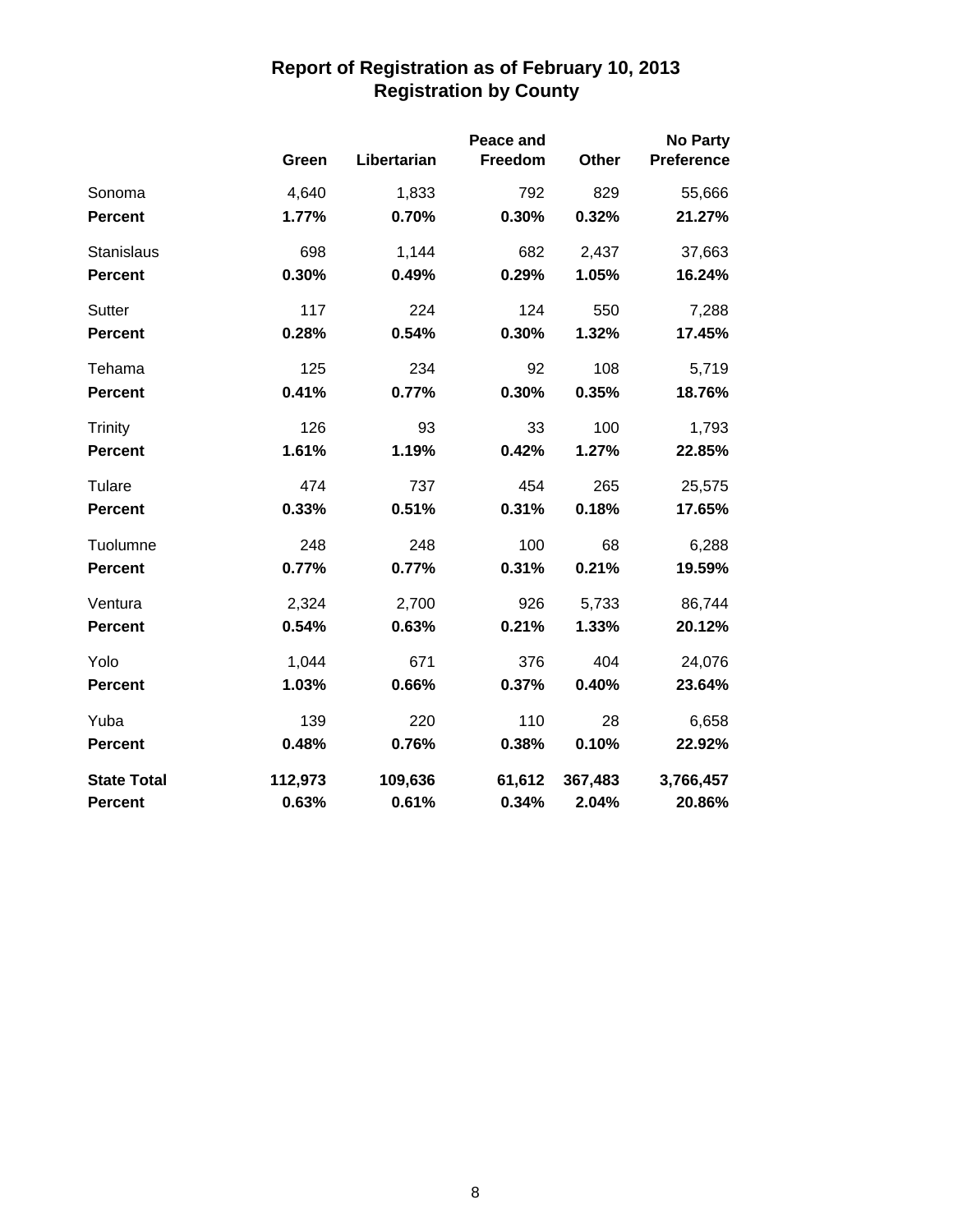# Report of Registration as of February 10, 2013
## Registration by County

| | Green | Libertarian | Peace and Freedom | Other | No Party Preference |
|---|---|---|---|---|---|
| Sonoma | 4,640 | 1,833 | 792 | 829 | 55,666 |
| **Percent** | **1.77%** | **0.70%** | **0.30%** | **0.32%** | **21.27%** |
| Stanislaus | 698 | 1,144 | 682 | 2,437 | 37,663 |
| **Percent** | **0.30%** | **0.49%** | **0.29%** | **1.05%** | **16.24%** |
| Sutter | 117 | 224 | 124 | 550 | 7,288 |
| **Percent** | **0.28%** | **0.54%** | **0.30%** | **1.32%** | **17.45%** |
| Tehama | 125 | 234 | 92 | 108 | 5,719 |
| **Percent** | **0.41%** | **0.77%** | **0.30%** | **0.35%** | **18.76%** |
| Trinity | 126 | 93 | 33 | 100 | 1,793 |
| **Percent** | **1.61%** | **1.19%** | **0.42%** | **1.27%** | **22.85%** |
| Tulare | 474 | 737 | 454 | 265 | 25,575 |
| **Percent** | **0.33%** | **0.51%** | **0.31%** | **0.18%** | **17.65%** |
| Tuolumne | 248 | 248 | 100 | 68 | 6,288 |
| **Percent** | **0.77%** | **0.77%** | **0.31%** | **0.21%** | **19.59%** |
| Ventura | 2,324 | 2,700 | 926 | 5,733 | 86,744 |
| **Percent** | **0.54%** | **0.63%** | **0.21%** | **1.33%** | **20.12%** |
| Yolo | 1,044 | 671 | 376 | 404 | 24,076 |
| **Percent** | **1.03%** | **0.66%** | **0.37%** | **0.40%** | **23.64%** |
| Yuba | 139 | 220 | 110 | 28 | 6,658 |
| **Percent** | **0.48%** | **0.76%** | **0.38%** | **0.10%** | **22.92%** |
| **State Total** | **112,973** | **109,636** | **61,612** | **367,483** | **3,766,457** |
| **Percent** | **0.63%** | **0.61%** | **0.34%** | **2.04%** | **20.86%** |